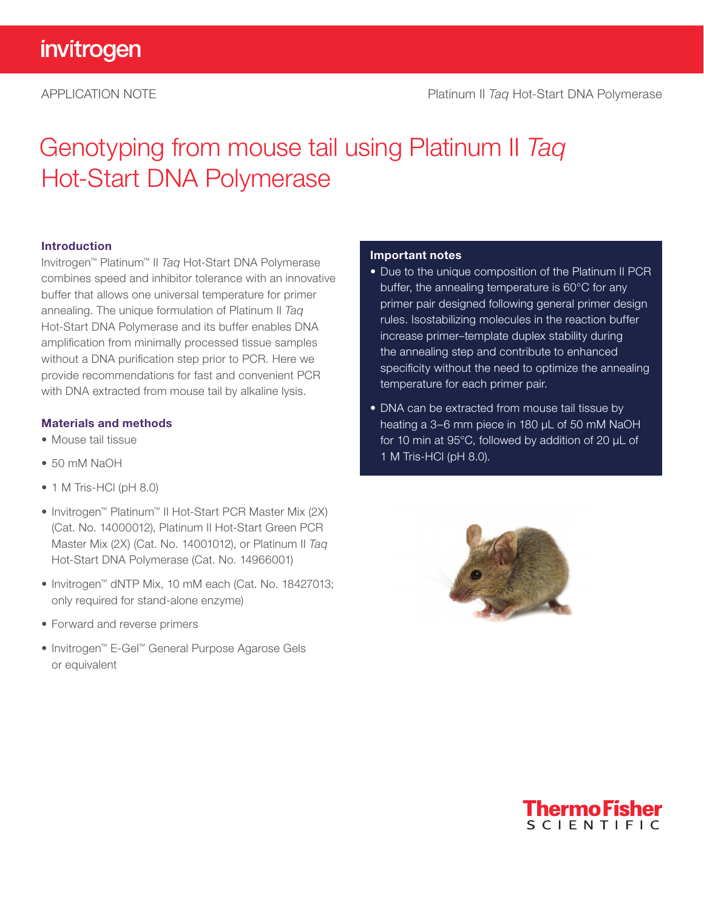# Genotyping from mouse tail using Platinum II *Taq* Hot-Start DNA Polymerase

## Introduction

Invitrogen™ Platinum™ II *Taq* Hot-Start DNA Polymerase combines speed and inhibitor tolerance with an innovative buffer that allows one universal temperature for primer annealing. The unique formulation of Platinum II *Taq* Hot-Start DNA Polymerase and its buffer enables DNA amplification from minimally processed tissue samples without a DNA purification step prior to PCR. Here we provide recommendations for fast and convenient PCR with DNA extracted from mouse tail by alkaline lysis.

## Materials and methods

- Mouse tail tissue
- 50 mM NaOH
- 1 M Tris-HCl (pH 8.0)
- Invitrogen™ Platinum™ II Hot-Start PCR Master Mix (2X) (Cat. No. 14000012), Platinum II Hot-Start Green PCR Master Mix (2X) (Cat. No. 14001012), or Platinum II *Taq* Hot-Start DNA Polymerase (Cat. No. 14966001)
- Invitrogen™ dNTP Mix, 10 mM each (Cat. No. 18427013; only required for stand-alone enzyme)
- Forward and reverse primers
- Invitrogen™ E-Gel™ General Purpose Agarose Gels or equivalent

## Important notes

- Due to the unique composition of the Platinum II PCR buffer, the annealing temperature is 60°C for any primer pair designed following general primer design rules. Isostabilizing molecules in the reaction buffer increase primer–template duplex stability during the annealing step and contribute to enhanced specificity without the need to optimize the annealing temperature for each primer pair.
- DNA can be extracted from mouse tail tissue by heating a 3–6 mm piece in 180 µL of 50 mM NaOH for 10 min at 95°C, followed by addition of 20 µL of 1 M Tris-HCl (pH 8.0).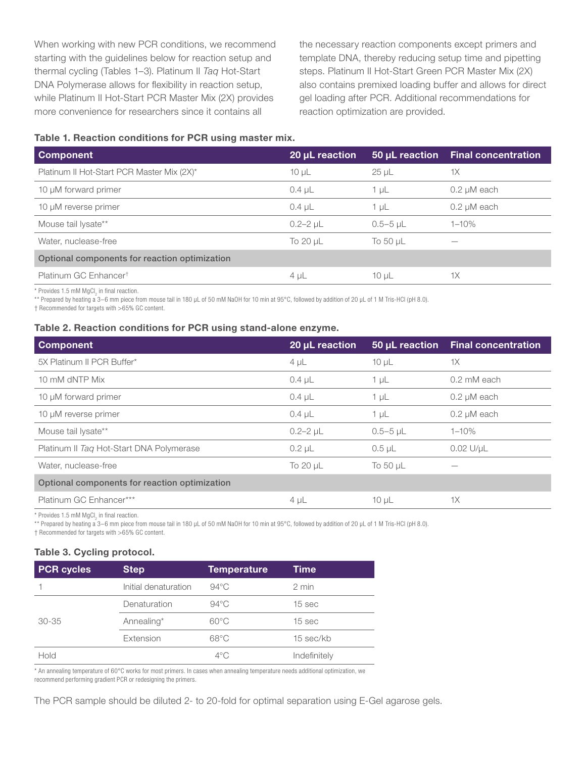When working with new PCR conditions, we recommend starting with the guidelines below for reaction setup and thermal cycling (Tables 1–3). Platinum II *Taq* Hot-Start DNA Polymerase allows for flexibility in reaction setup, while Platinum II Hot-Start PCR Master Mix (2X) provides more convenience for researchers since it contains all the necessary reaction components except primers and template DNA, thereby reducing setup time and pipetting steps. Platinum II Hot-Start Green PCR Master Mix (2X) also contains premixed loading buffer and allows for direct gel loading after PCR. Additional recommendations for reaction optimization are provided.

**Table 1. Reaction conditions for PCR using master mix.**

| Component | 20 µL reaction | 50 µL reaction | Final concentration |
|---|---|---|---|
| Platinum II Hot-Start PCR Master Mix (2X)* | 10 µL | 25 µL | 1X |
| 10 µM forward primer | 0.4 µL | 1 µL | 0.2 µM each |
| 10 µM reverse primer | 0.4 µL | 1 µL | 0.2 µM each |
| Mouse tail lysate** | 0.2–2 µL | 0.5–5 µL | 1–10% |
| Water, nuclease-free | To 20 µL | To 50 µL | — |
| **Optional components for reaction optimization** | | | |
| Platinum GC Enhancer† | 4 µL | 10 µL | 1X |

\* Provides 1.5 mM $MgCl_2$ in final reaction.
** Prepared by heating a 3–6 mm piece from mouse tail in 180 µL of 50 mM NaOH for 10 min at 95°C, followed by addition of 20 µL of 1 M Tris-HCl (pH 8.0).
† Recommended for targets with >65% GC content.

**Table 2. Reaction conditions for PCR using stand-alone enzyme.**

| Component | 20 µL reaction | 50 µL reaction | Final concentration |
|---|---|---|---|
| 5X Platinum II PCR Buffer* | 4 µL | 10 µL | 1X |
| 10 mM dNTP Mix | 0.4 µL | 1 µL | 0.2 mM each |
| 10 µM forward primer | 0.4 µL | 1 µL | 0.2 µM each |
| 10 µM reverse primer | 0.4 µL | 1 µL | 0.2 µM each |
| Mouse tail lysate** | 0.2–2 µL | 0.5–5 µL | 1–10% |
| Platinum II *Taq* Hot-Start DNA Polymerase | 0.2 µL | 0.5 µL | 0.02 U/µL |
| Water, nuclease-free | To 20 µL | To 50 µL | — |
| **Optional components for reaction optimization** | | | |
| Platinum GC Enhancer*** | 4 µL | 10 µL | 1X |

\* Provides 1.5 mM $MgCl_2$ in final reaction.
** Prepared by heating a 3–6 mm piece from mouse tail in 180 µL of 50 mM NaOH for 10 min at 95°C, followed by addition of 20 µL of 1 M Tris-HCl (pH 8.0).
† Recommended for targets with >65% GC content.

**Table 3. Cycling protocol.**

| PCR cycles | Step | Temperature | Time |
|---|---|---|---|
| 1 | Initial denaturation | 94°C | 2 min |
| 30-35 | Denaturation | 94°C | 15 sec |
| | Annealing* | 60°C | 15 sec |
| | Extension | 68°C | 15 sec/kb |
| Hold | | 4°C | Indefinitely |

\* An annealing temperature of 60°C works for most primers. In cases when annealing temperature needs additional optimization, we recommend performing gradient PCR or redesigning the primers.

The PCR sample should be diluted 2- to 20-fold for optimal separation using E-Gel agarose gels.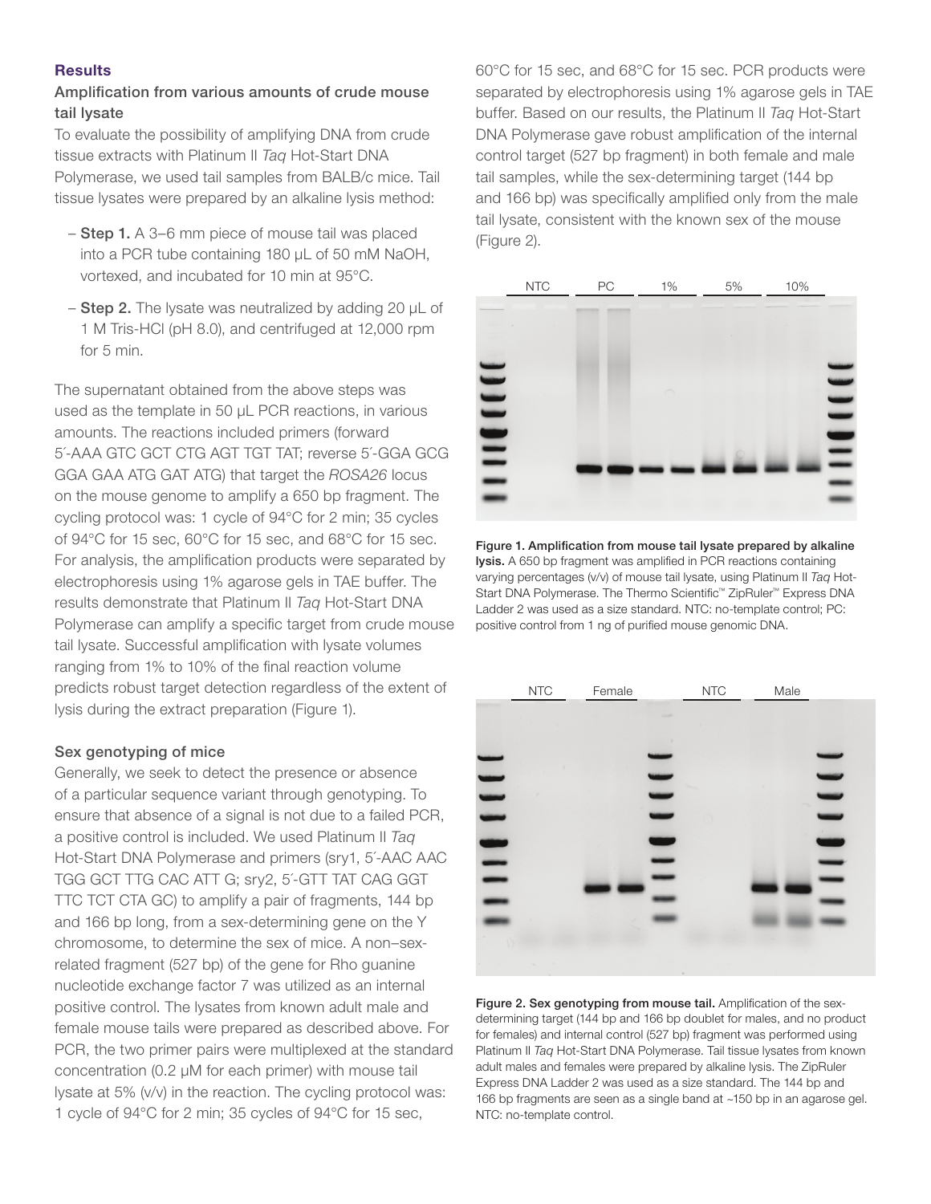### Results

#### Amplification from various amounts of crude mouse tail lysate

To evaluate the possibility of amplifying DNA from crude tissue extracts with Platinum II *Taq* Hot-Start DNA Polymerase, we used tail samples from BALB/c mice. Tail tissue lysates were prepared by an alkaline lysis method:

- **Step 1.** A 3–6 mm piece of mouse tail was placed into a PCR tube containing 180 µL of 50 mM NaOH, vortexed, and incubated for 10 min at 95°C.
- **Step 2.** The lysate was neutralized by adding 20 µL of 1 M Tris-HCl (pH 8.0), and centrifuged at 12,000 rpm for 5 min.

The supernatant obtained from the above steps was used as the template in 50 µL PCR reactions, in various amounts. The reactions included primers (forward 5´-AAA GTC GCT CTG AGT TGT TAT; reverse 5´-GGA GCG GGA GAA ATG GAT ATG) that target the *ROSA26* locus on the mouse genome to amplify a 650 bp fragment. The cycling protocol was: 1 cycle of 94°C for 2 min; 35 cycles of 94°C for 15 sec, 60°C for 15 sec, and 68°C for 15 sec. For analysis, the amplification products were separated by electrophoresis using 1% agarose gels in TAE buffer. The results demonstrate that Platinum II *Taq* Hot-Start DNA Polymerase can amplify a specific target from crude mouse tail lysate. Successful amplification with lysate volumes ranging from 1% to 10% of the final reaction volume predicts robust target detection regardless of the extent of lysis during the extract preparation (Figure 1).

#### Sex genotyping of mice

Generally, we seek to detect the presence or absence of a particular sequence variant through genotyping. To ensure that absence of a signal is not due to a failed PCR, a positive control is included. We used Platinum II *Taq* Hot-Start DNA Polymerase and primers (sry1, 5´-AAC AAC TGG GCT TTG CAC ATT G; sry2, 5´-GTT TAT CAG GGT TTC TCT CTA GC) to amplify a pair of fragments, 144 bp and 166 bp long, from a sex-determining gene on the Y chromosome, to determine the sex of mice. A non–sex-related fragment (527 bp) of the gene for Rho guanine nucleotide exchange factor 7 was utilized as an internal positive control. The lysates from known adult male and female mouse tails were prepared as described above. For PCR, the two primer pairs were multiplexed at the standard concentration (0.2 µM for each primer) with mouse tail lysate at 5% (v/v) in the reaction. The cycling protocol was: 1 cycle of 94°C for 2 min; 35 cycles of 94°C for 15 sec, 60°C for 15 sec, and 68°C for 15 sec. PCR products were separated by electrophoresis using 1% agarose gels in TAE buffer. Based on our results, the Platinum II *Taq* Hot-Start DNA Polymerase gave robust amplification of the internal control target (527 bp fragment) in both female and male tail samples, while the sex-determining target (144 bp and 166 bp) was specifically amplified only from the male tail lysate, consistent with the known sex of the mouse (Figure 2).

**Figure 1. Amplification from mouse tail lysate prepared by alkaline lysis.** A 650 bp fragment was amplified in PCR reactions containing varying percentages (v/v) of mouse tail lysate, using Platinum II *Taq* Hot-Start DNA Polymerase. The Thermo Scientific™ ZipRuler™ Express DNA Ladder 2 was used as a size standard. NTC: no-template control; PC: positive control from 1 ng of purified mouse genomic DNA.

**Figure 2. Sex genotyping from mouse tail.** Amplification of the sex-determining target (144 bp and 166 bp doublet for males, and no product for females) and internal control (527 bp) fragment was performed using Platinum II *Taq* Hot-Start DNA Polymerase. Tail tissue lysates from known adult males and females were prepared by alkaline lysis. The ZipRuler Express DNA Ladder 2 was used as a size standard. The 144 bp and 166 bp fragments are seen as a single band at ~150 bp in an agarose gel. NTC: no-template control.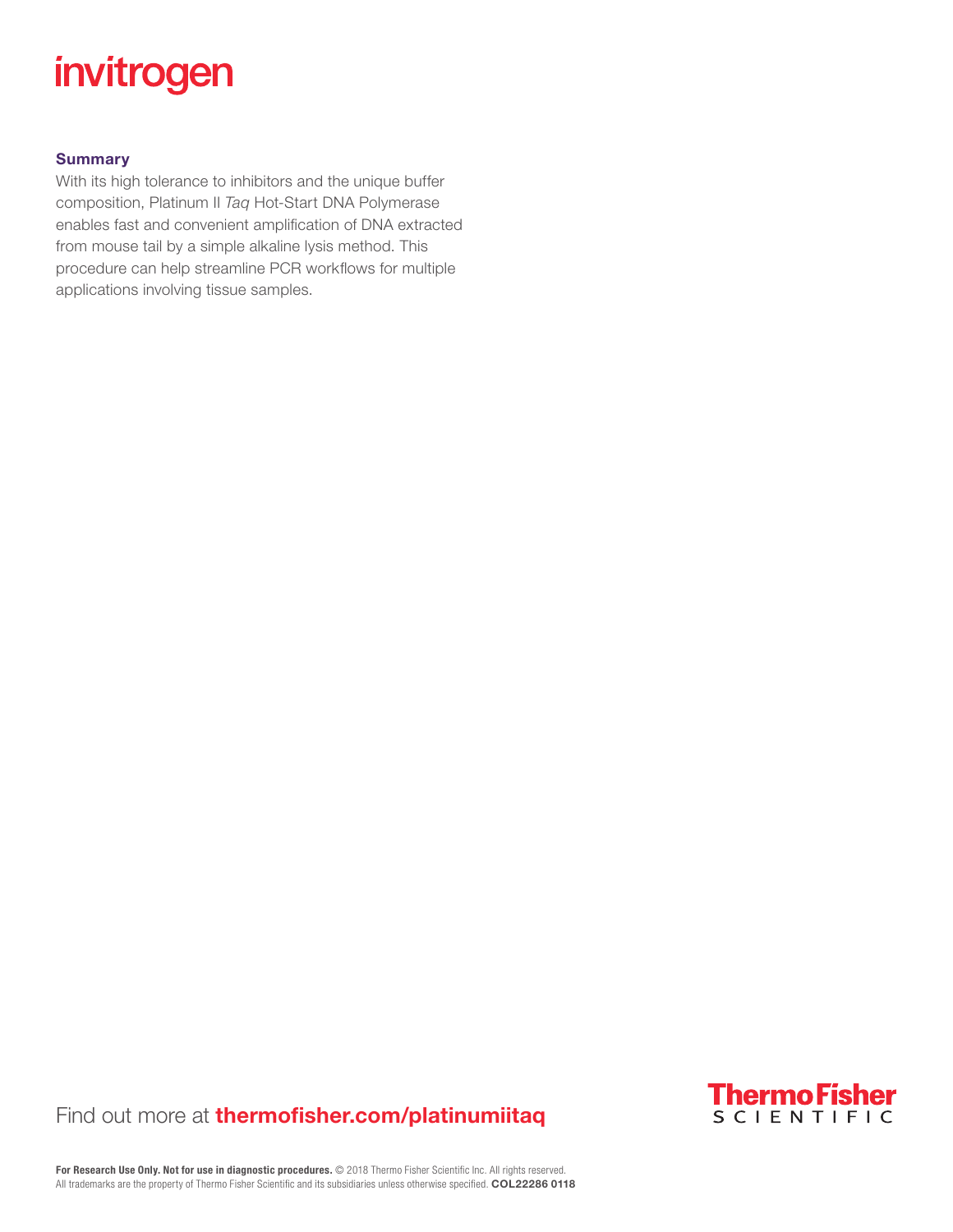### Summary

With its high tolerance to inhibitors and the unique buffer composition, Platinum II *Taq* Hot-Start DNA Polymerase enables fast and convenient amplification of DNA extracted from mouse tail by a simple alkaline lysis method. This procedure can help streamline PCR workflows for multiple applications involving tissue samples.

Find out more at **thermofisher.com/platinumiitaq**

**For Research Use Only. Not for use in diagnostic procedures.** © 2018 Thermo Fisher Scientific Inc. All rights reserved. All trademarks are the property of Thermo Fisher Scientific and its subsidiaries unless otherwise specified. **COL22286 0118**